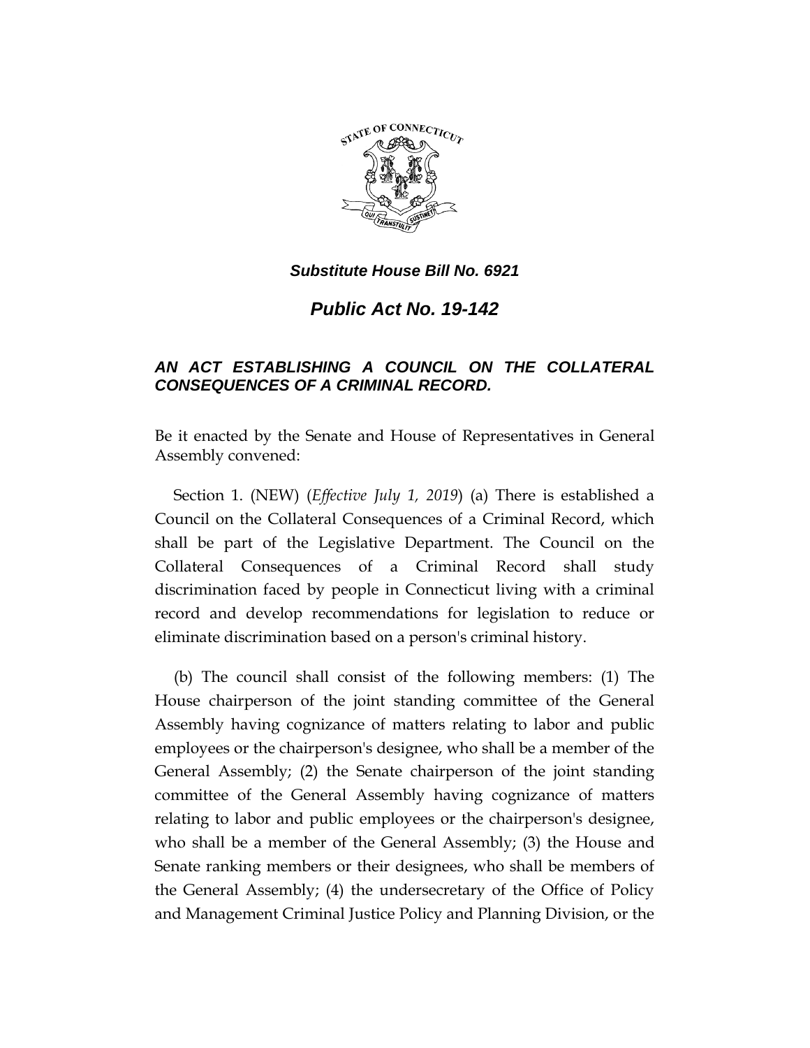***Substitute House Bill No. 6921***

# *Public Act No. 19-142*

## *AN ACT ESTABLISHING A COUNCIL ON THE COLLATERAL CONSEQUENCES OF A CRIMINAL RECORD.*

Be it enacted by the Senate and House of Representatives in General Assembly convened:

Section 1. (NEW) (*Effective July 1, 2019*) (a) There is established a Council on the Collateral Consequences of a Criminal Record, which shall be part of the Legislative Department. The Council on the Collateral Consequences of a Criminal Record shall study discrimination faced by people in Connecticut living with a criminal record and develop recommendations for legislation to reduce or eliminate discrimination based on a person's criminal history.

(b) The council shall consist of the following members: (1) The House chairperson of the joint standing committee of the General Assembly having cognizance of matters relating to labor and public employees or the chairperson's designee, who shall be a member of the General Assembly; (2) the Senate chairperson of the joint standing committee of the General Assembly having cognizance of matters relating to labor and public employees or the chairperson's designee, who shall be a member of the General Assembly; (3) the House and Senate ranking members or their designees, who shall be members of the General Assembly; (4) the undersecretary of the Office of Policy and Management Criminal Justice Policy and Planning Division, or the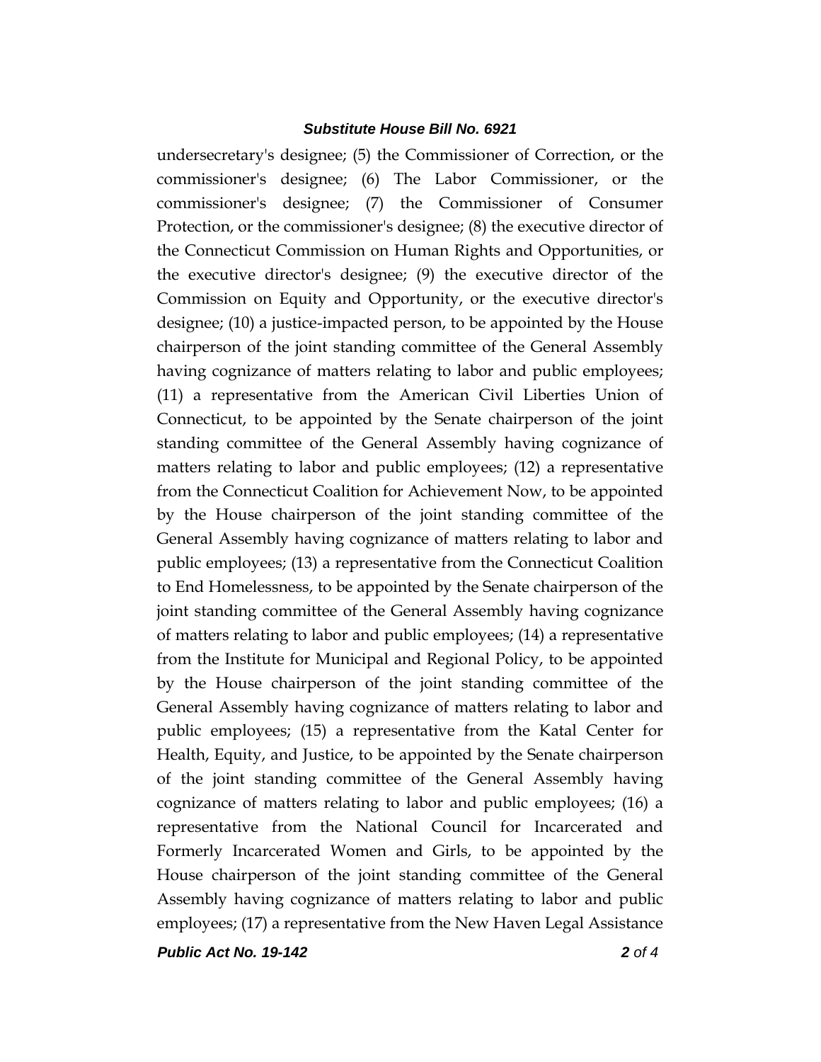undersecretary's designee; (5) the Commissioner of Correction, or the commissioner's designee; (6) The Labor Commissioner, or the commissioner's designee; (7) the Commissioner of Consumer Protection, or the commissioner's designee; (8) the executive director of the Connecticut Commission on Human Rights and Opportunities, or the executive director's designee; (9) the executive director of the Commission on Equity and Opportunity, or the executive director's designee; (10) a justice-impacted person, to be appointed by the House chairperson of the joint standing committee of the General Assembly having cognizance of matters relating to labor and public employees; (11) a representative from the American Civil Liberties Union of Connecticut, to be appointed by the Senate chairperson of the joint standing committee of the General Assembly having cognizance of matters relating to labor and public employees; (12) a representative from the Connecticut Coalition for Achievement Now, to be appointed by the House chairperson of the joint standing committee of the General Assembly having cognizance of matters relating to labor and public employees; (13) a representative from the Connecticut Coalition to End Homelessness, to be appointed by the Senate chairperson of the joint standing committee of the General Assembly having cognizance of matters relating to labor and public employees; (14) a representative from the Institute for Municipal and Regional Policy, to be appointed by the House chairperson of the joint standing committee of the General Assembly having cognizance of matters relating to labor and public employees; (15) a representative from the Katal Center for Health, Equity, and Justice, to be appointed by the Senate chairperson of the joint standing committee of the General Assembly having cognizance of matters relating to labor and public employees; (16) a representative from the National Council for Incarcerated and Formerly Incarcerated Women and Girls, to be appointed by the House chairperson of the joint standing committee of the General Assembly having cognizance of matters relating to labor and public employees; (17) a representative from the New Haven Legal Assistance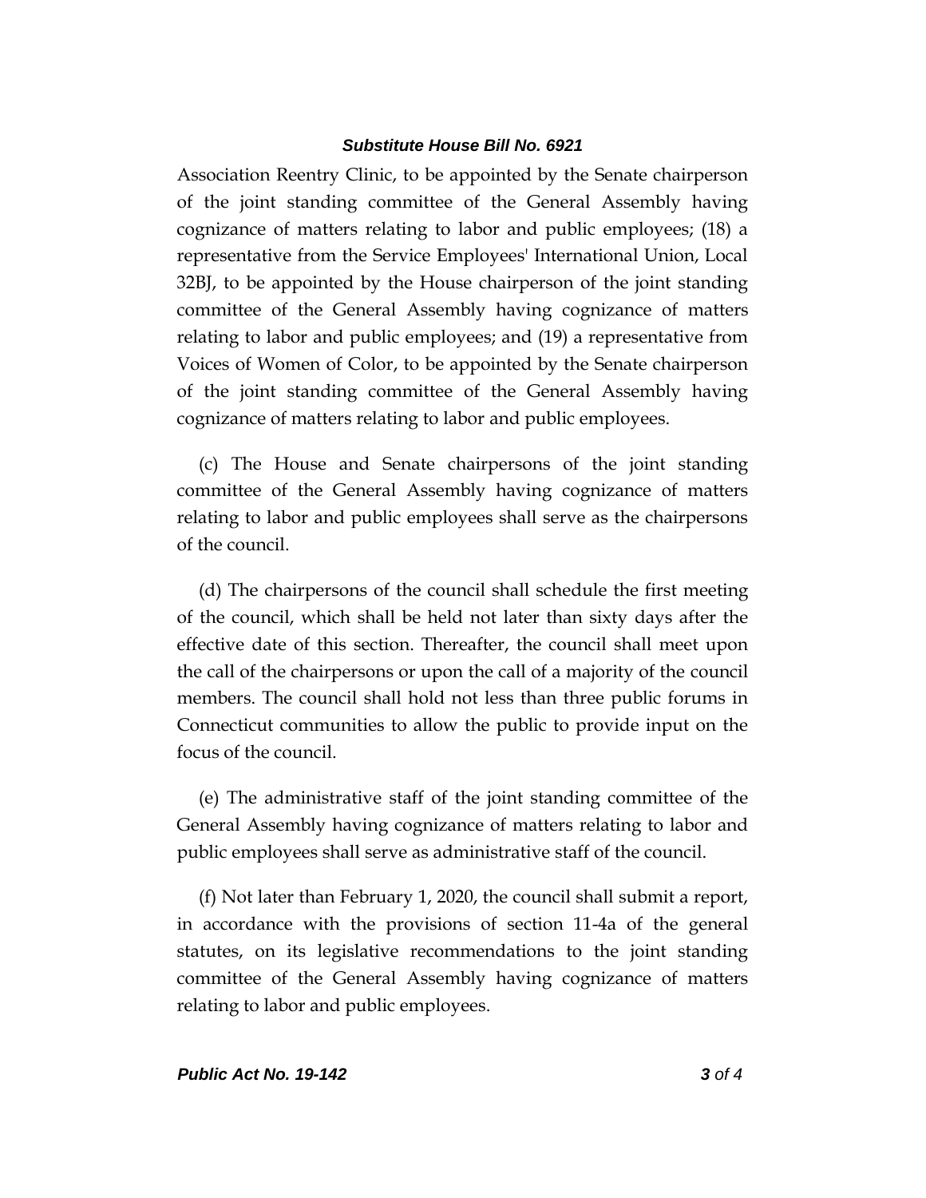Association Reentry Clinic, to be appointed by the Senate chairperson of the joint standing committee of the General Assembly having cognizance of matters relating to labor and public employees; (18) a representative from the Service Employees' International Union, Local 32BJ, to be appointed by the House chairperson of the joint standing committee of the General Assembly having cognizance of matters relating to labor and public employees; and (19) a representative from Voices of Women of Color, to be appointed by the Senate chairperson of the joint standing committee of the General Assembly having cognizance of matters relating to labor and public employees.

(c) The House and Senate chairpersons of the joint standing committee of the General Assembly having cognizance of matters relating to labor and public employees shall serve as the chairpersons of the council.

(d) The chairpersons of the council shall schedule the first meeting of the council, which shall be held not later than sixty days after the effective date of this section. Thereafter, the council shall meet upon the call of the chairpersons or upon the call of a majority of the council members. The council shall hold not less than three public forums in Connecticut communities to allow the public to provide input on the focus of the council.

(e) The administrative staff of the joint standing committee of the General Assembly having cognizance of matters relating to labor and public employees shall serve as administrative staff of the council.

(f) Not later than February 1, 2020, the council shall submit a report, in accordance with the provisions of section 11-4a of the general statutes, on its legislative recommendations to the joint standing committee of the General Assembly having cognizance of matters relating to labor and public employees.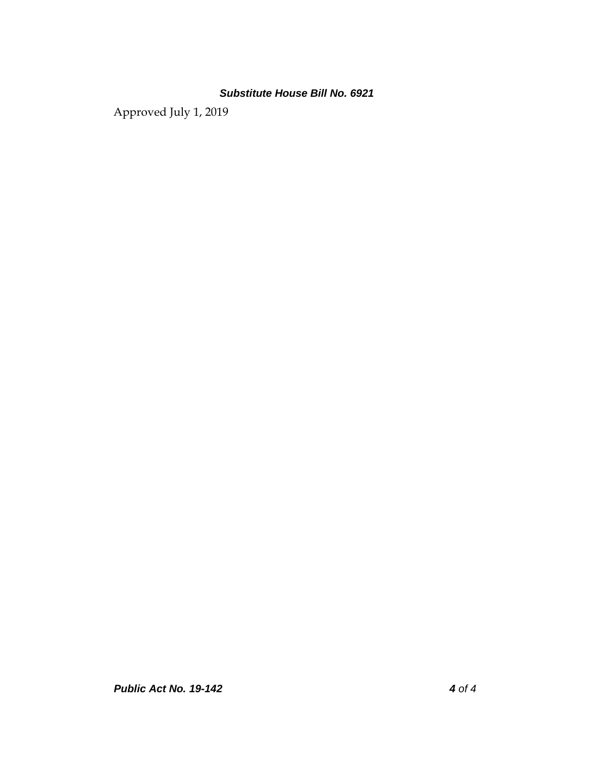Approved July 1, 2019